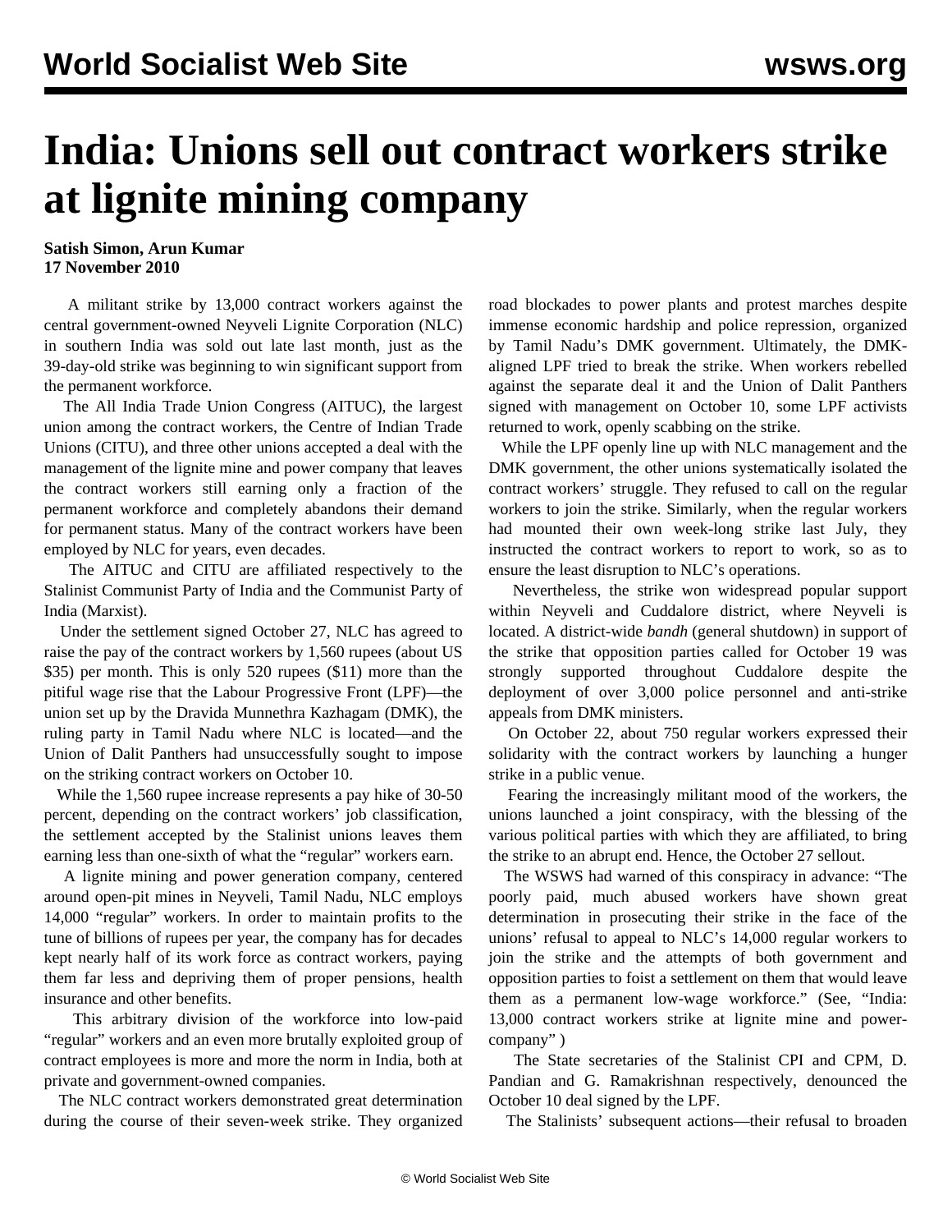# India: Unions sell out contract workers strike at lignite mining company

**Satish Simon, Arun Kumar**
**17 November 2010**

A militant strike by 13,000 contract workers against the central government-owned Neyveli Lignite Corporation (NLC) in southern India was sold out late last month, just as the 39-day-old strike was beginning to win significant support from the permanent workforce.

The All India Trade Union Congress (AITUC), the largest union among the contract workers, the Centre of Indian Trade Unions (CITU), and three other unions accepted a deal with the management of the lignite mine and power company that leaves the contract workers still earning only a fraction of the permanent workforce and completely abandons their demand for permanent status. Many of the contract workers have been employed by NLC for years, even decades.

The AITUC and CITU are affiliated respectively to the Stalinist Communist Party of India and the Communist Party of India (Marxist).

Under the settlement signed October 27, NLC has agreed to raise the pay of the contract workers by 1,560 rupees (about US $35) per month. This is only 520 rupees ($11) more than the pitiful wage rise that the Labour Progressive Front (LPF)—the union set up by the Dravida Munnethra Kazhagam (DMK), the ruling party in Tamil Nadu where NLC is located—and the Union of Dalit Panthers had unsuccessfully sought to impose on the striking contract workers on October 10.

While the 1,560 rupee increase represents a pay hike of 30-50 percent, depending on the contract workers' job classification, the settlement accepted by the Stalinist unions leaves them earning less than one-sixth of what the "regular" workers earn.

A lignite mining and power generation company, centered around open-pit mines in Neyveli, Tamil Nadu, NLC employs 14,000 "regular" workers. In order to maintain profits to the tune of billions of rupees per year, the company has for decades kept nearly half of its work force as contract workers, paying them far less and depriving them of proper pensions, health insurance and other benefits.

This arbitrary division of the workforce into low-paid "regular" workers and an even more brutally exploited group of contract employees is more and more the norm in India, both at private and government-owned companies.

The NLC contract workers demonstrated great determination during the course of their seven-week strike. They organized road blockades to power plants and protest marches despite immense economic hardship and police repression, organized by Tamil Nadu's DMK government. Ultimately, the DMK-aligned LPF tried to break the strike. When workers rebelled against the separate deal it and the Union of Dalit Panthers signed with management on October 10, some LPF activists returned to work, openly scabbing on the strike.

While the LPF openly line up with NLC management and the DMK government, the other unions systematically isolated the contract workers' struggle. They refused to call on the regular workers to join the strike. Similarly, when the regular workers had mounted their own week-long strike last July, they instructed the contract workers to report to work, so as to ensure the least disruption to NLC's operations.

Nevertheless, the strike won widespread popular support within Neyveli and Cuddalore district, where Neyveli is located. A district-wide *bandh* (general shutdown) in support of the strike that opposition parties called for October 19 was strongly supported throughout Cuddalore despite the deployment of over 3,000 police personnel and anti-strike appeals from DMK ministers.

On October 22, about 750 regular workers expressed their solidarity with the contract workers by launching a hunger strike in a public venue.

Fearing the increasingly militant mood of the workers, the unions launched a joint conspiracy, with the blessing of the various political parties with which they are affiliated, to bring the strike to an abrupt end. Hence, the October 27 sellout.

The WSWS had warned of this conspiracy in advance: "The poorly paid, much abused workers have shown great determination in prosecuting their strike in the face of the unions' refusal to appeal to NLC's 14,000 regular workers to join the strike and the attempts of both government and opposition parties to foist a settlement on them that would leave them as a permanent low-wage workforce." (See, "India: 13,000 contract workers strike at lignite mine and power-company" )

The State secretaries of the Stalinist CPI and CPM, D. Pandian and G. Ramakrishnan respectively, denounced the October 10 deal signed by the LPF.

The Stalinists' subsequent actions—their refusal to broaden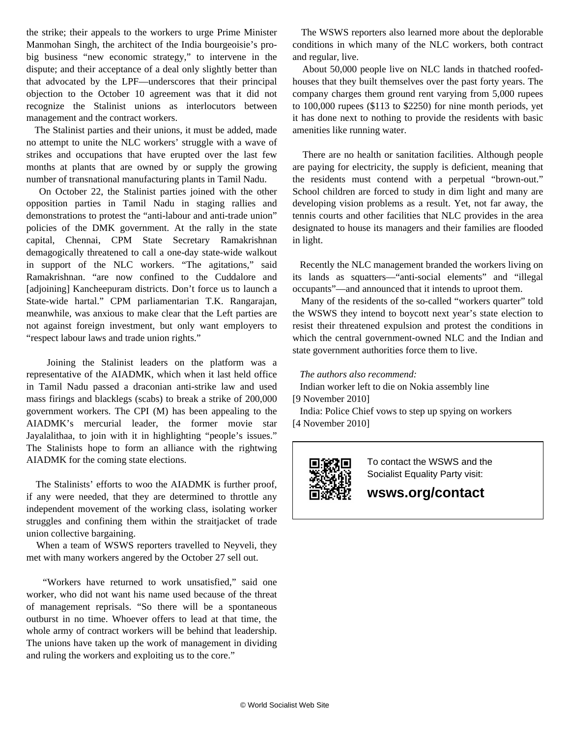the strike; their appeals to the workers to urge Prime Minister Manmohan Singh, the architect of the India bourgeoisie's pro-big business "new economic strategy," to intervene in the dispute; and their acceptance of a deal only slightly better than that advocated by the LPF—underscores that their principal objection to the October 10 agreement was that it did not recognize the Stalinist unions as interlocutors between management and the contract workers.

The Stalinist parties and their unions, it must be added, made no attempt to unite the NLC workers' struggle with a wave of strikes and occupations that have erupted over the last few months at plants that are owned by or supply the growing number of transnational manufacturing plants in Tamil Nadu.

On October 22, the Stalinist parties joined with the other opposition parties in Tamil Nadu in staging rallies and demonstrations to protest the "anti-labour and anti-trade union" policies of the DMK government. At the rally in the state capital, Chennai, CPM State Secretary Ramakrishnan demagogically threatened to call a one-day state-wide walkout in support of the NLC workers. "The agitations," said Ramakrishnan. "are now confined to the Cuddalore and [adjoining] Kancheepuram districts. Don't force us to launch a State-wide hartal." CPM parliamentarian T.K. Rangarajan, meanwhile, was anxious to make clear that the Left parties are not against foreign investment, but only want employers to "respect labour laws and trade union rights."

Joining the Stalinist leaders on the platform was a representative of the AIADMK, which when it last held office in Tamil Nadu passed a draconian anti-strike law and used mass firings and blacklegs (scabs) to break a strike of 200,000 government workers. The CPI (M) has been appealing to the AIADMK's mercurial leader, the former movie star Jayalalithaa, to join with it in highlighting "people's issues." The Stalinists hope to form an alliance with the rightwing AIADMK for the coming state elections.

The Stalinists' efforts to woo the AIADMK is further proof, if any were needed, that they are determined to throttle any independent movement of the working class, isolating worker struggles and confining them within the straitjacket of trade union collective bargaining.

When a team of WSWS reporters travelled to Neyveli, they met with many workers angered by the October 27 sell out.

"Workers have returned to work unsatisfied," said one worker, who did not want his name used because of the threat of management reprisals. "So there will be a spontaneous outburst in no time. Whoever offers to lead at that time, the whole army of contract workers will be behind that leadership. The unions have taken up the work of management in dividing and ruling the workers and exploiting us to the core."

The WSWS reporters also learned more about the deplorable conditions in which many of the NLC workers, both contract and regular, live.

About 50,000 people live on NLC lands in thatched roofed-houses that they built themselves over the past forty years. The company charges them ground rent varying from 5,000 rupees to 100,000 rupees ($113 to $2250) for nine month periods, yet it has done next to nothing to provide the residents with basic amenities like running water.

There are no health or sanitation facilities. Although people are paying for electricity, the supply is deficient, meaning that the residents must contend with a perpetual "brown-out." School children are forced to study in dim light and many are developing vision problems as a result. Yet, not far away, the tennis courts and other facilities that NLC provides in the area designated to house its managers and their families are flooded in light.

Recently the NLC management branded the workers living on its lands as squatters—"anti-social elements" and "illegal occupants"—and announced that it intends to uproot them.

Many of the residents of the so-called "workers quarter" told the WSWS they intend to boycott next year's state election to resist their threatened expulsion and protest the conditions in which the central government-owned NLC and the Indian and state government authorities force them to live.

*The authors also recommend:*

Indian worker left to die on Nokia assembly line
[9 November 2010]

India: Police Chief vows to step up spying on workers
[4 November 2010]

To contact the WSWS and the Socialist Equality Party visit:

**wsws.org/contact**